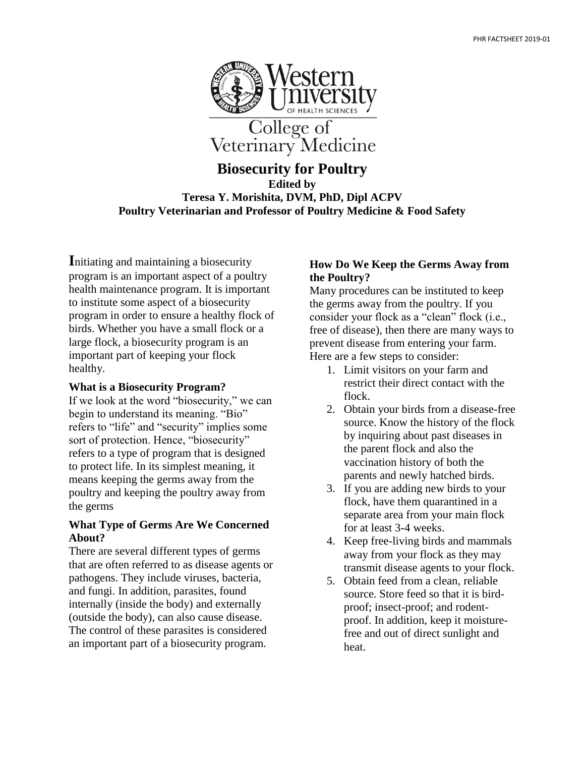College of Veterinary Medicine

# Biosecurity for Poultry

**Edited by**
**Teresa Y. Morishita, DVM, PhD, Dipl ACPV**
**Poultry Veterinarian and Professor of Poultry Medicine & Food Safety**

**I**nitiating and maintaining a biosecurity program is an important aspect of a poultry health maintenance program. It is important to institute some aspect of a biosecurity program in order to ensure a healthy flock of birds. Whether you have a small flock or a large flock, a biosecurity program is an important part of keeping your flock healthy.

### What is a Biosecurity Program?

If we look at the word "biosecurity," we can begin to understand its meaning. "Bio" refers to "life" and "security" implies some sort of protection. Hence, "biosecurity" refers to a type of program that is designed to protect life. In its simplest meaning, it means keeping the germs away from the poultry and keeping the poultry away from the germs

### What Type of Germs Are We Concerned About?

There are several different types of germs that are often referred to as disease agents or pathogens. They include viruses, bacteria, and fungi. In addition, parasites, found internally (inside the body) and externally (outside the body), can also cause disease. The control of these parasites is considered an important part of a biosecurity program.

### How Do We Keep the Germs Away from the Poultry?

Many procedures can be instituted to keep the germs away from the poultry. If you consider your flock as a "clean" flock (i.e., free of disease), then there are many ways to prevent disease from entering your farm. Here are a few steps to consider:

1. Limit visitors on your farm and restrict their direct contact with the flock.
2. Obtain your birds from a disease-free source. Know the history of the flock by inquiring about past diseases in the parent flock and also the vaccination history of both the parents and newly hatched birds.
3. If you are adding new birds to your flock, have them quarantined in a separate area from your main flock for at least 3-4 weeks.
4. Keep free-living birds and mammals away from your flock as they may transmit disease agents to your flock.
5. Obtain feed from a clean, reliable source. Store feed so that it is bird-proof; insect-proof; and rodent-proof. In addition, keep it moisture-free and out of direct sunlight and heat.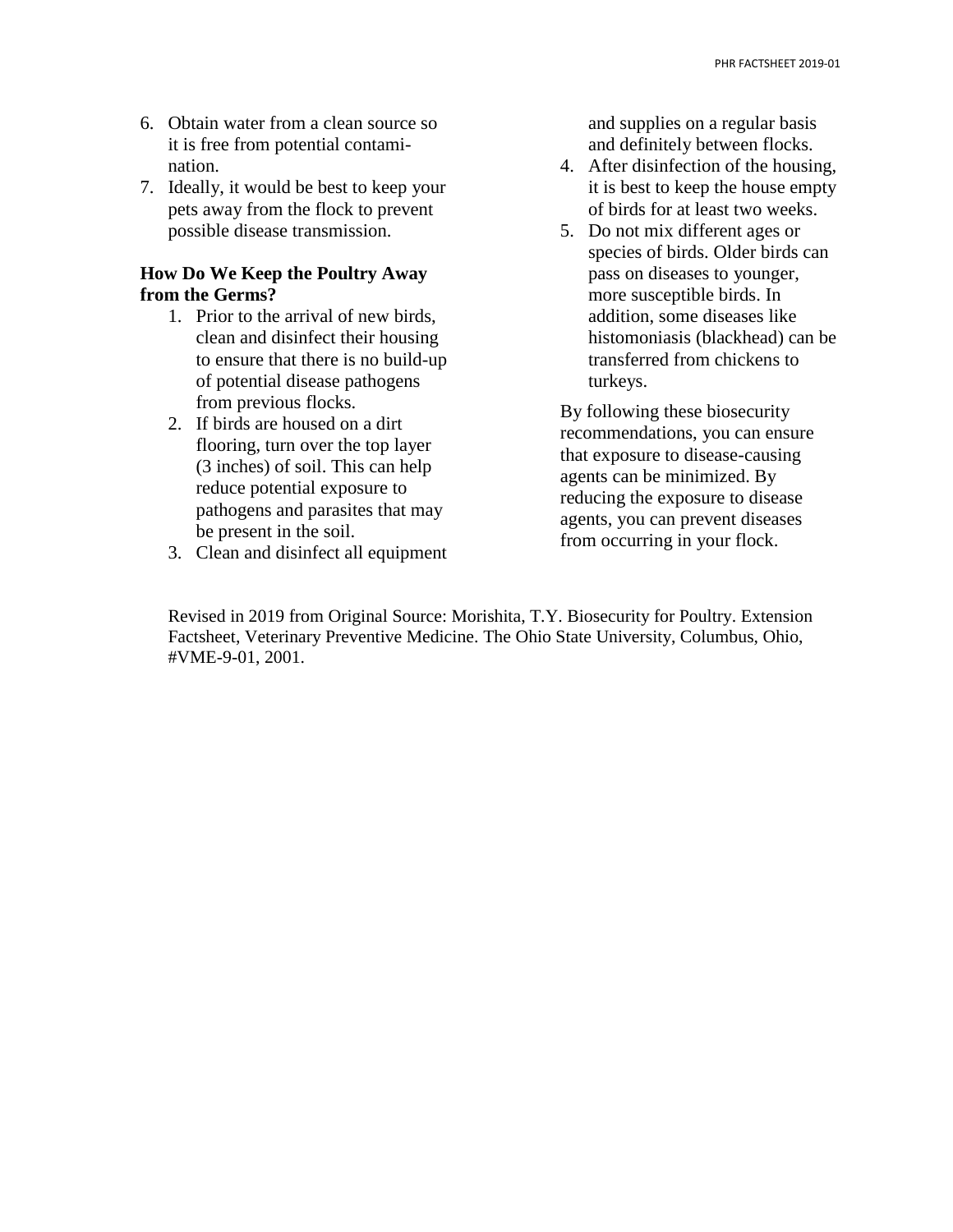6. Obtain water from a clean source so it is free from potential contamination.
7. Ideally, it would be best to keep your pets away from the flock to prevent possible disease transmission.

**How Do We Keep the Poultry Away from the Germs?**

1. Prior to the arrival of new birds, clean and disinfect their housing to ensure that there is no build-up of potential disease pathogens from previous flocks.
2. If birds are housed on a dirt flooring, turn over the top layer (3 inches) of soil. This can help reduce potential exposure to pathogens and parasites that may be present in the soil.
3. Clean and disinfect all equipment and supplies on a regular basis and definitely between flocks.
4. After disinfection of the housing, it is best to keep the house empty of birds for at least two weeks.
5. Do not mix different ages or species of birds. Older birds can pass on diseases to younger, more susceptible birds. In addition, some diseases like histomoniasis (blackhead) can be transferred from chickens to turkeys.

By following these biosecurity recommendations, you can ensure that exposure to disease-causing agents can be minimized. By reducing the exposure to disease agents, you can prevent diseases from occurring in your flock.

Revised in 2019 from Original Source: Morishita, T.Y. Biosecurity for Poultry. Extension Factsheet, Veterinary Preventive Medicine. The Ohio State University, Columbus, Ohio, #VME-9-01, 2001.